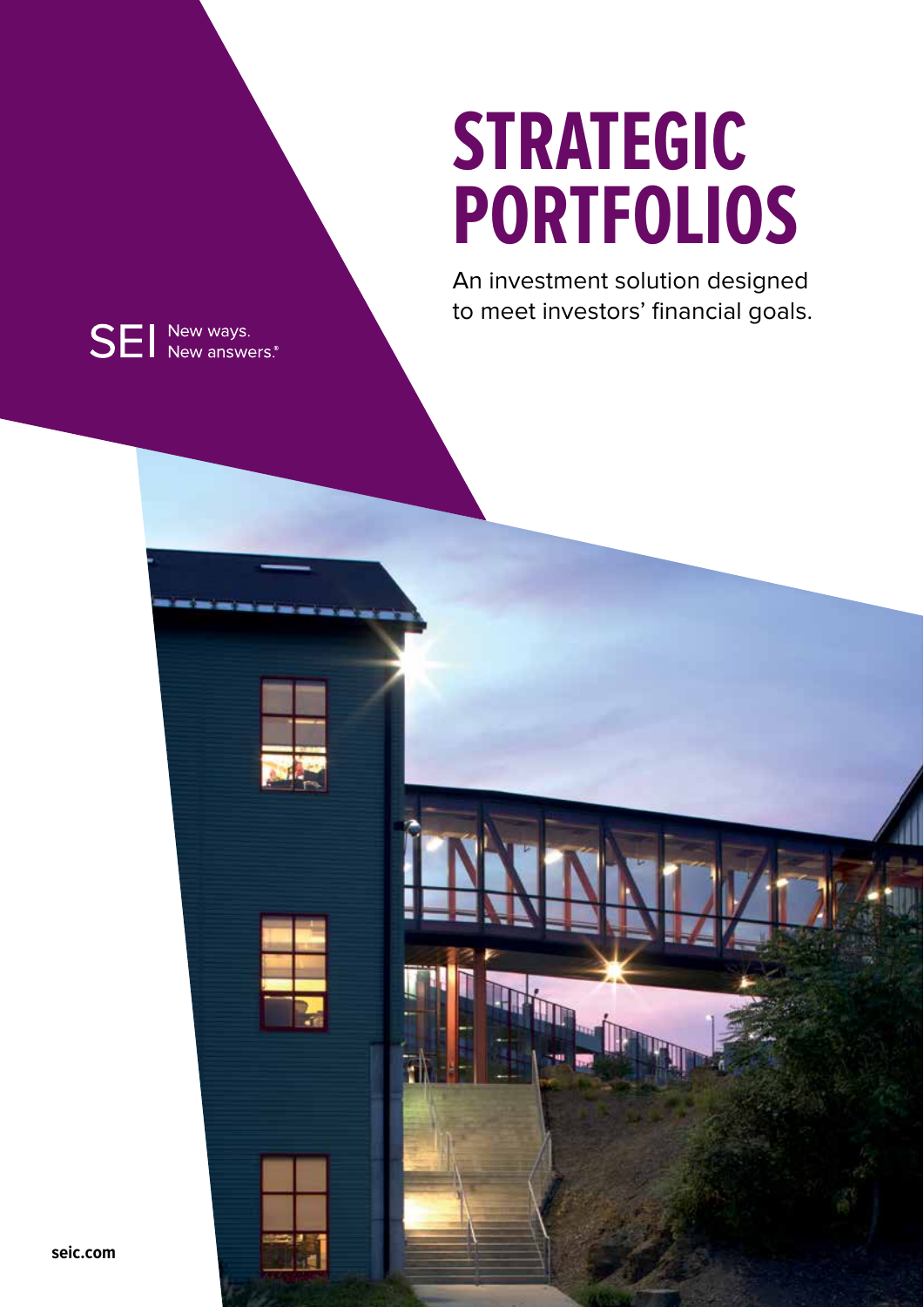SEI New ways. New answers.®

# STRATEGIC PORTFOLIOS

An investment solution designed to meet investors' financial goals.

seic.com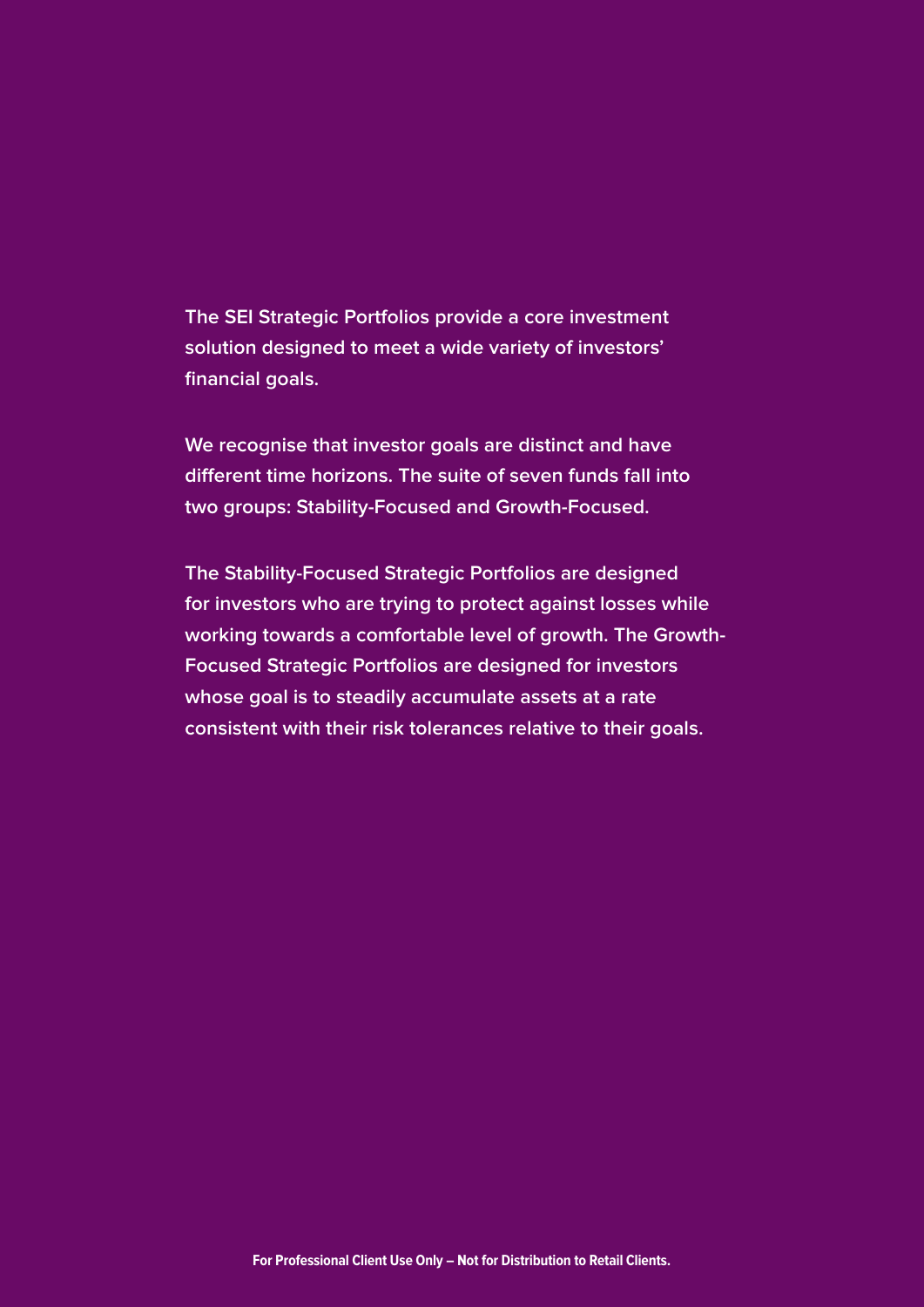**The SEI Strategic Portfolios provide a core investment solution designed to meet a wide variety of investors' financial goals.**

**We recognise that investor goals are distinct and have different time horizons. The suite of seven funds fall into two groups: Stability-Focused and Growth-Focused.**

**The Stability-Focused Strategic Portfolios are designed for investors who are trying to protect against losses while working towards a comfortable level of growth. The Growth-Focused Strategic Portfolios are designed for investors whose goal is to steadily accumulate assets at a rate consistent with their risk tolerances relative to their goals.**

**For Professional Client Use Only – Not for Distribution to Retail Clients.**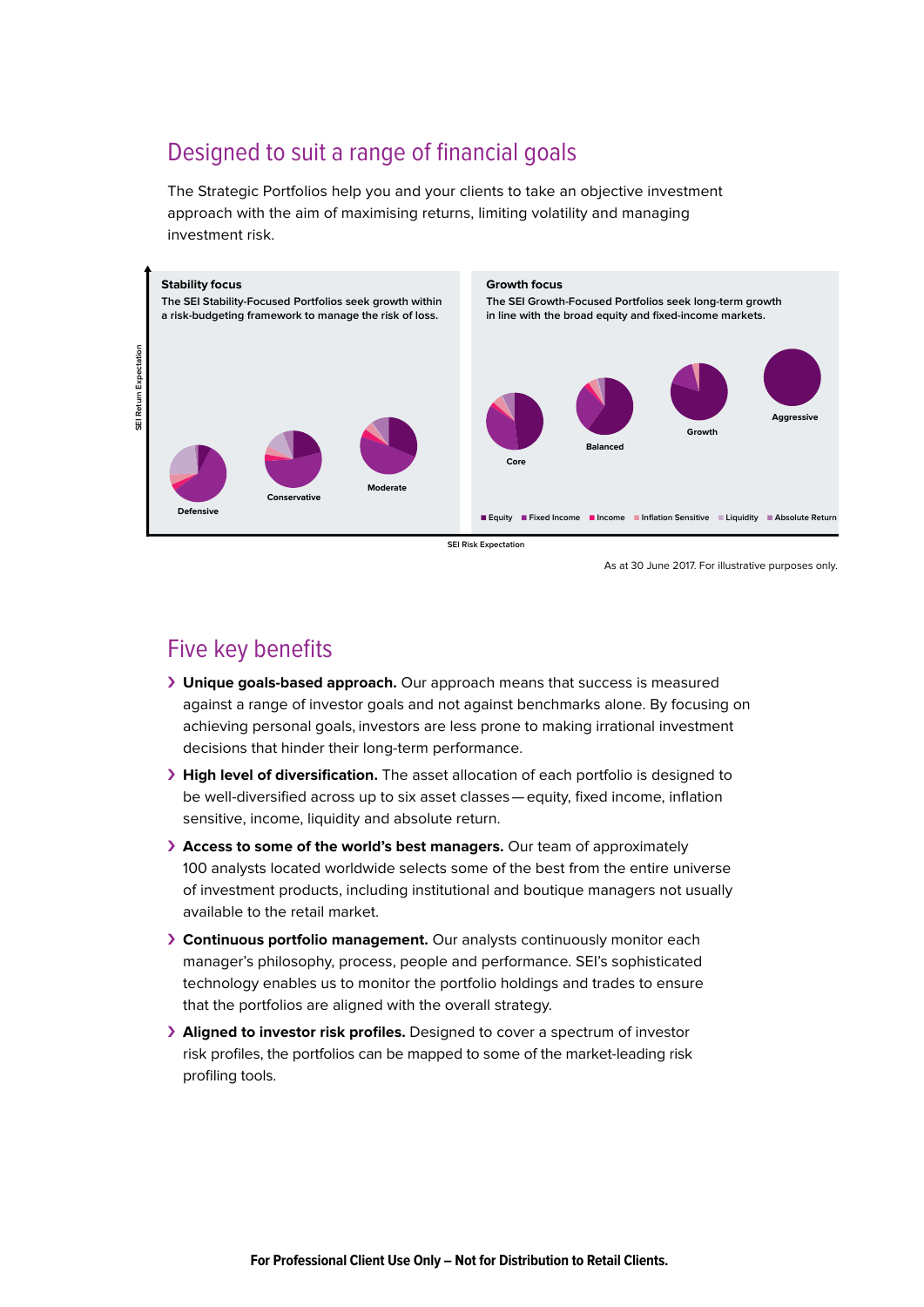## Designed to suit a range of financial goals

The Strategic Portfolios help you and your clients to take an objective investment approach with the aim of maximising returns, limiting volatility and managing investment risk.

**Stability focus**

The SEI Stability-Focused Portfolios seek growth within a risk-budgeting framework to manage the risk of loss.

Defensive

Conservative

Moderate

**Growth focus**

The SEI Growth-Focused Portfolios seek long-term growth in line with the broad equity and fixed-income markets.

Core

Balanced

Growth

Aggressive

Equity | Fixed Income | Income | Inflation Sensitive | Liquidity | Absolute Return

SEI Return Expectation

SEI Risk Expectation

As at 30 June 2017. For illustrative purposes only.

## Five key benefits

- **Unique goals-based approach.** Our approach means that success is measured against a range of investor goals and not against benchmarks alone. By focusing on achieving personal goals, investors are less prone to making irrational investment decisions that hinder their long-term performance.
- **High level of diversification.** The asset allocation of each portfolio is designed to be well-diversified across up to six asset classes — equity, fixed income, inflation sensitive, income, liquidity and absolute return.
- **Access to some of the world's best managers.** Our team of approximately 100 analysts located worldwide selects some of the best from the entire universe of investment products, including institutional and boutique managers not usually available to the retail market.
- **Continuous portfolio management.** Our analysts continuously monitor each manager's philosophy, process, people and performance. SEI's sophisticated technology enables us to monitor the portfolio holdings and trades to ensure that the portfolios are aligned with the overall strategy.
- **Aligned to investor risk profiles.** Designed to cover a spectrum of investor risk profiles, the portfolios can be mapped to some of the market-leading risk profiling tools.

**For Professional Client Use Only – Not for Distribution to Retail Clients.**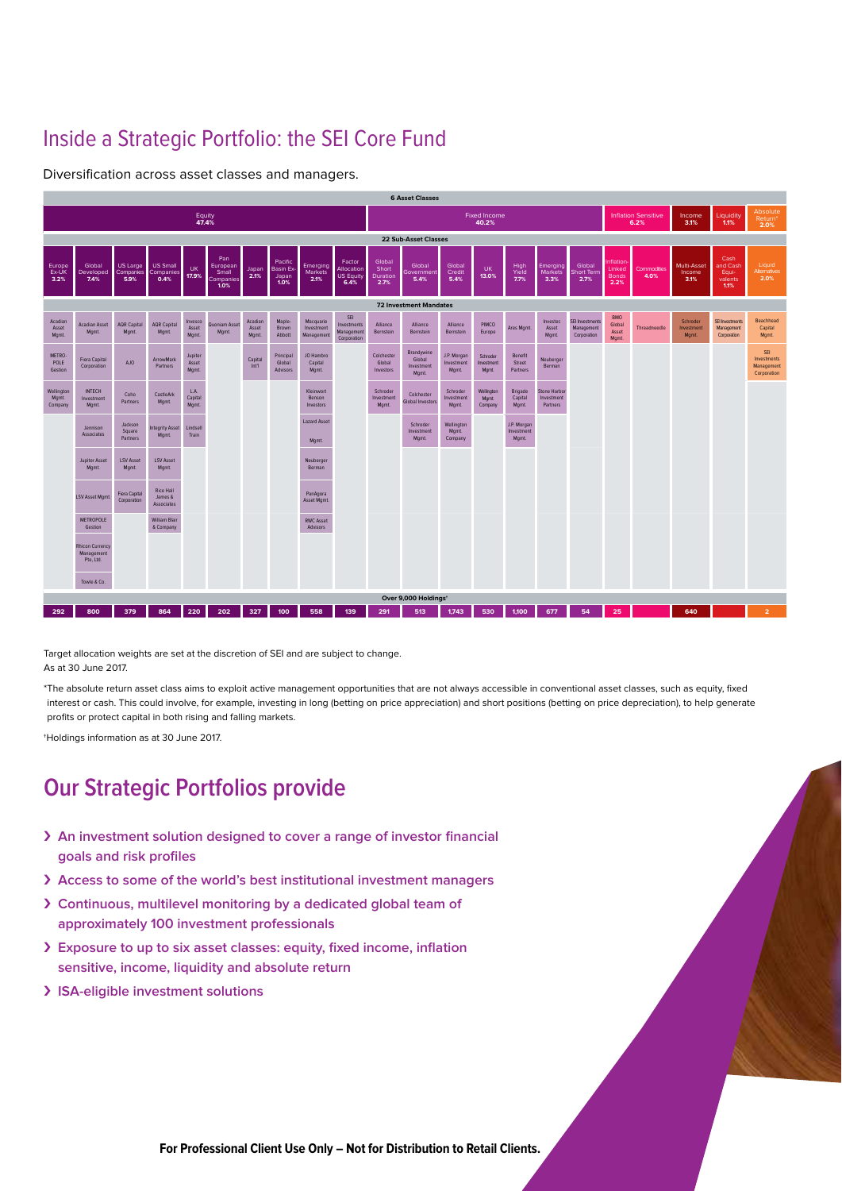# Inside a Strategic Portfolio: the SEI Core Fund

Diversification across asset classes and managers.

| 6 Asset Classes | | | | | | | | | | | | | | | | | | | | | |
|---|---|---|---|---|---|---|---|---|---|---|---|---|---|---|---|---|---|---|---|---|---|
| Equity 47.4% | | | | | | | | | | Fixed Income 40.2% | | | | | | | Inflation Sensitive 6.2% | | Income 3.1% | Liquidity 1.1% | Absolute Return* 2.0% |
| **22 Sub-Asset Classes** | | | | | | | | | | | | | | | | | | | | | |
| Europe Ex-UK 3.2% | Global Developed 7.4% | US Large Companies 5.9% | US Small Companies 0.4% | UK 17.9% | Pan European Small Companies 1.0% | Japan 2.1% | Pacific Basin Ex-Japan 1.0% | Emerging Markets 2.1% | Factor Allocation US Equity 6.4% | Global Short Duration 2.7% | Global Government 5.4% | Global Credit 5.4% | UK 13.0% | High Yield 7.7% | Emerging Markets 3.3% | Global Short Term 2.7% | Inflation-Linked Bonds 2.2% | Commodities 4.0% | Multi-Asset Income 3.1% | Cash and Cash Equivalents 1.1% | Liquid Alternatives 2.0% |
| **72 Investment Mandates** | | | | | | | | | | | | | | | | | | | | | |
| Acadian Asset Mgmt. | Acadian Asset Mgmt. | AQR Capital Mgmt. | AQR Capital Mgmt. | Invesco Asset Mgmt. | Quoniam Asset Mgmt. | Acadian Asset Mgmt. | Maple-Brown Abbott | Macquarie Investment Management | SEI Investments Management Corporation | Alliance Bernstein | Alliance Bernstein | Alliance Bernstein | PIMCO Europe | Ares Mgmt. | Investec Asset Mgmt. | SEI Investments Management Corporation | BMO Global Asset Mgmt. | Threadneedle | Schroder Investment Mgmt. | SEI Investments Management Corporation | Beachhead Capital Mgmt. |
| METROPOLE Gestion | Fiera Capital Corporation | AJO | ArrowMark Partners | Jupiter Asset Mgmt. | | Capital Int'l | Principal Global Advisors | JO Hambro Capital Mgmt. | | Colchester Global Investors | Brandywine Global Investment Mgmt. | J.P. Morgan Investment Mgmt. | Schroder Investment Mgmt. | Benefit Street Partners | Neuberger Berman | | | | | | SEI Investments Management Corporation |
| Wellington Mgmt. Company | INTECH Investment Mgmt. | Coho Partners | CastleArk Mgmt. | L.A. Capital Mgmt. | | | | Kleinwort Benson Investors | | Schroder Investment Mgmt. | Colchester Global Investors | Schroder Investment Mgmt. | Wellington Mgmt. Company | Brigade Capital Mgmt. | Stone Harbor Investment Partners | | | | | | |
| | Jennison Associates | Jackson Square Partners | Integrity Asset Mgmt. | Lindsell Train | | | | Lazard Asset Mgmt. | | | Schroder Investment Mgmt. | Wellington Mgmt. Company | | J.P. Morgan Investment Mgmt. | | | | | | | |
| | Jupiter Asset Mgmt. | LSV Asset Mgmt. | LSV Asset Mgmt. | | | | | Neuberger Berman | | | | | | | | | | | | | |
| | LSV Asset Mgmt. | Fiera Capital Corporation | Rice Hall James & Associates | | | | | PanAgora Asset Mgmt. | | | | | | | | | | | | | |
| | METROPOLE Gestion | | William Blair & Company | | | | | RWC Asset Advisors | | | | | | | | | | | | | |
| | Rhicon Currency Management Pte, Ltd. | | | | | | | | | | | | | | | | | | | | |
| | Towle & Co. | | | | | | | | | | | | | | | | | | | | |
| **Over 9,000 Holdings†** | | | | | | | | | | | | | | | | | | | | | |
| 292 | 800 | 379 | 864 | 220 | 202 | 327 | 100 | 558 | 139 | 291 | 513 | 1,743 | 530 | 1,100 | 677 | 54 | 25 | | 640 | | 2 |

Target allocation weights are set at the discretion of SEI and are subject to change.
As at 30 June 2017.

*The absolute return asset class aims to exploit active management opportunities that are not always accessible in conventional asset classes, such as equity, fixed interest or cash. This could involve, for example, investing in long (betting on price appreciation) and short positions (betting on price depreciation), to help generate profits or protect capital in both rising and falling markets.

†Holdings information as at 30 June 2017.

## Our Strategic Portfolios provide

- **An investment solution designed to cover a range of investor financial goals and risk profiles**
- **Access to some of the world's best institutional investment managers**
- **Continuous, multilevel monitoring by a dedicated global team of approximately 100 investment professionals**
- **Exposure to up to six asset classes: equity, fixed income, inflation sensitive, income, liquidity and absolute return**
- **ISA-eligible investment solutions**

**For Professional Client Use Only – Not for Distribution to Retail Clients.**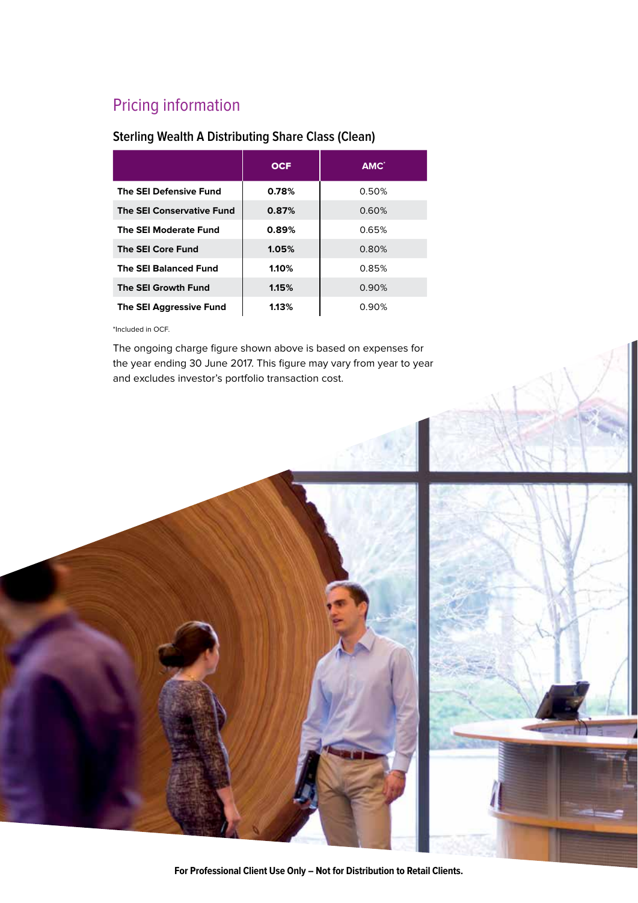## Pricing information

### Sterling Wealth A Distributing Share Class (Clean)

| | OCF | AMC* |
|---|---|---|
| The SEI Defensive Fund | **0.78%** | 0.50% |
| The SEI Conservative Fund | **0.87%** | 0.60% |
| The SEI Moderate Fund | **0.89%** | 0.65% |
| The SEI Core Fund | **1.05%** | 0.80% |
| The SEI Balanced Fund | **1.10%** | 0.85% |
| The SEI Growth Fund | **1.15%** | 0.90% |
| The SEI Aggressive Fund | **1.13%** | 0.90% |

*Included in OCF.

The ongoing charge figure shown above is based on expenses for the year ending 30 June 2017. This figure may vary from year to year and excludes investor's portfolio transaction cost.

**For Professional Client Use Only – Not for Distribution to Retail Clients.**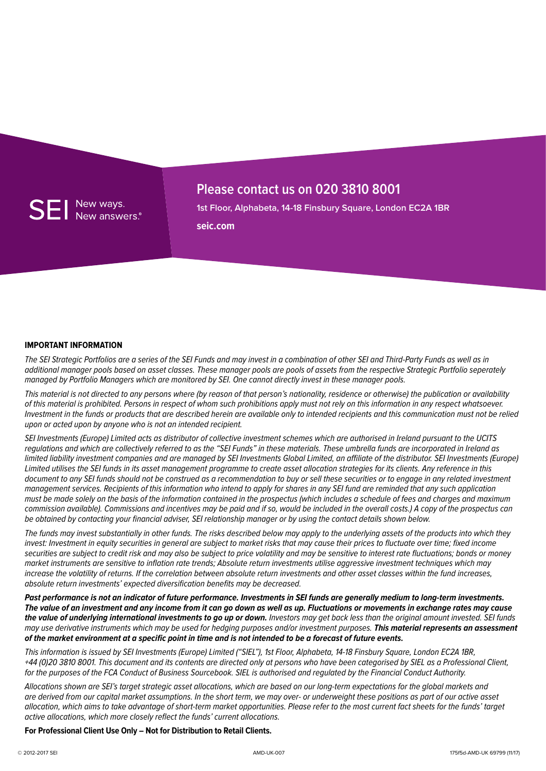SEI New ways. New answers.®

## Please contact us on 020 3810 8001

**1st Floor, Alphabeta, 14-18 Finsbury Square, London EC2A 1BR**

**seic.com**

### IMPORTANT INFORMATION

*The SEI Strategic Portfolios are a series of the SEI Funds and may invest in a combination of other SEI and Third-Party Funds as well as in additional manager pools based on asset classes. These manager pools are pools of assets from the respective Strategic Portfolio seperately managed by Portfolio Managers which are monitored by SEI. One cannot directly invest in these manager pools.*

*This material is not directed to any persons where (by reason of that person's nationality, residence or otherwise) the publication or availability of this material is prohibited. Persons in respect of whom such prohibitions apply must not rely on this information in any respect whatsoever. Investment in the funds or products that are described herein are available only to intended recipients and this communication must not be relied upon or acted upon by anyone who is not an intended recipient.*

*SEI Investments (Europe) Limited acts as distributor of collective investment schemes which are authorised in Ireland pursuant to the UCITS regulations and which are collectively referred to as the "SEI Funds" in these materials. These umbrella funds are incorporated in Ireland as limited liability investment companies and are managed by SEI Investments Global Limited, an affiliate of the distributor. SEI Investments (Europe) Limited utilises the SEI funds in its asset management programme to create asset allocation strategies for its clients. Any reference in this document to any SEI funds should not be construed as a recommendation to buy or sell these securities or to engage in any related investment management services. Recipients of this information who intend to apply for shares in any SEI fund are reminded that any such application must be made solely on the basis of the information contained in the prospectus (which includes a schedule of fees and charges and maximum commission available). Commissions and incentives may be paid and if so, would be included in the overall costs.) A copy of the prospectus can be obtained by contacting your financial adviser, SEI relationship manager or by using the contact details shown below.*

*The funds may invest substantially in other funds. The risks described below may apply to the underlying assets of the products into which they invest: Investment in equity securities in general are subject to market risks that may cause their prices to fluctuate over time; fixed income securities are subject to credit risk and may also be subject to price volatility and may be sensitive to interest rate fluctuations; bonds or money market instruments are sensitive to inflation rate trends; Absolute return investments utilise aggressive investment techniques which may increase the volatility of returns. If the correlation between absolute return investments and other asset classes within the fund increases, absolute return investments' expected diversification benefits may be decreased.*

***Past performance is not an indicator of future performance. Investments in SEI funds are generally medium to long-term investments. The value of an investment and any income from it can go down as well as up. Fluctuations or movements in exchange rates may cause the value of underlying international investments to go up or down.*** *Investors may get back less than the original amount invested. SEI funds may use derivative instruments which may be used for hedging purposes and/or investment purposes.* ***This material represents an assessment of the market environment at a specific point in time and is not intended to be a forecast of future events.***

*This information is issued by SEI Investments (Europe) Limited ("SIEL"), 1st Floor, Alphabeta, 14-18 Finsbury Square, London EC2A 1BR, +44 (0)20 3810 8001. This document and its contents are directed only at persons who have been categorised by SIEL as a Professional Client, for the purposes of the FCA Conduct of Business Sourcebook. SIEL is authorised and regulated by the Financial Conduct Authority.*

*Allocations shown are SEI's target strategic asset allocations, which are based on our long-term expectations for the global markets and are derived from our capital market assumptions. In the short term, we may over- or underweight these positions as part of our active asset allocation, which aims to take advantage of short-term market opportunities. Please refer to the most current fact sheets for the funds' target active allocations, which more closely reflect the funds' current allocations.*

**For Professional Client Use Only – Not for Distribution to Retail Clients.**

© 2012-2017 SEI AMD-UK-007 175f5d-AMD-UK 69799 (11/17)